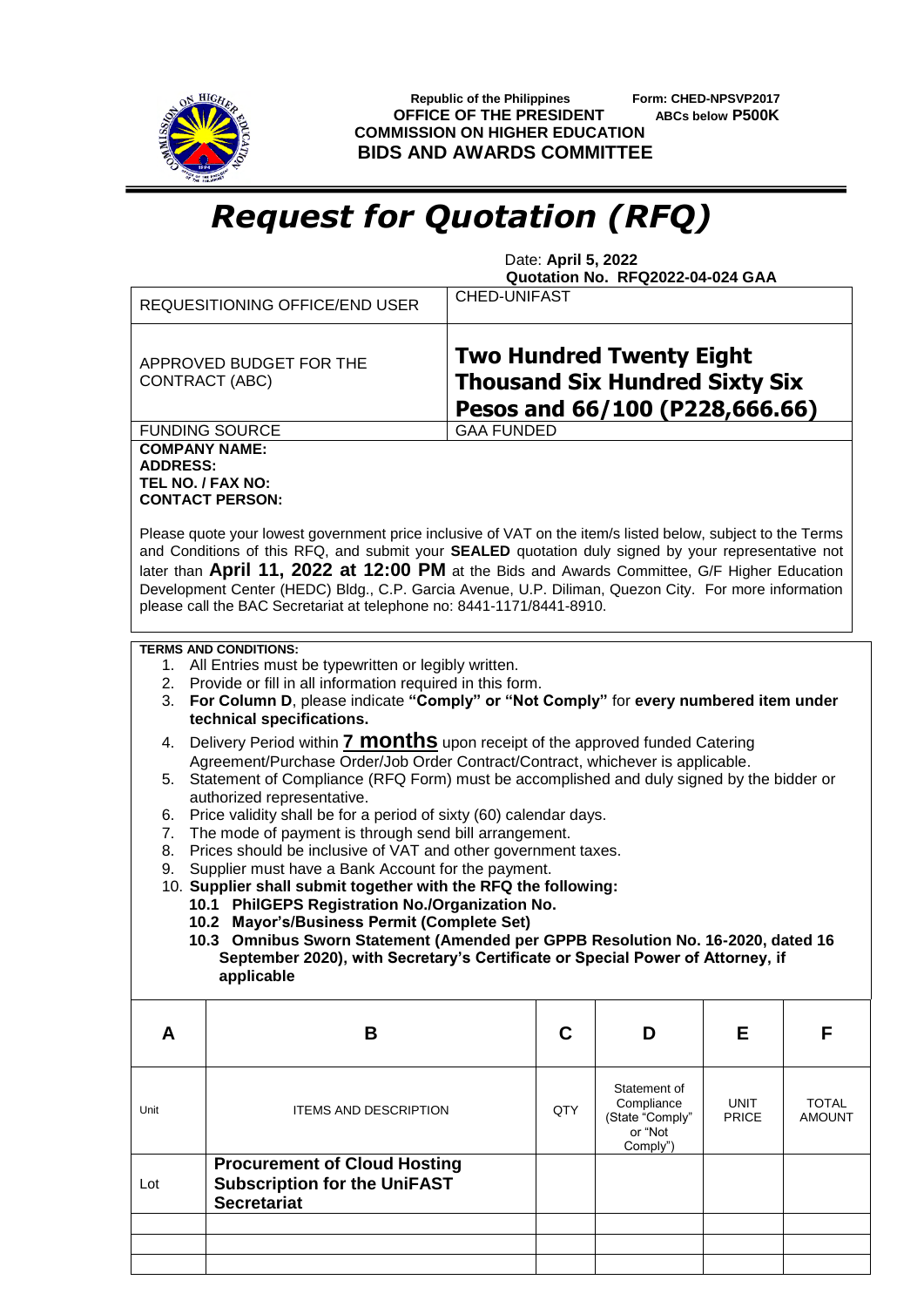Republic of the Philippines
**OFFICE OF THE PRESIDENT**
**COMMISSION ON HIGHER EDUCATION**
**BIDS AND AWARDS COMMITTEE**

**Form: CHED-NPSVP2017**
**ABCs below P500K**

# *Request for Quotation (RFQ)*

Date: **April 5, 2022**
**Quotation No. RFQ2022-04-024 GAA**

| | |
|---|---|
| REQUESITIONING OFFICE/END USER | CHED-UNIFAST |
| APPROVED BUDGET FOR THE CONTRACT (ABC) | **Two Hundred Twenty Eight Thousand Six Hundred Sixty Six Pesos and 66/100 (P228,666.66)** |
| FUNDING SOURCE | GAA FUNDED |

**COMPANY NAME:**
**ADDRESS:**
**TEL NO. / FAX NO:**
**CONTACT PERSON:**

Please quote your lowest government price inclusive of VAT on the item/s listed below, subject to the Terms and Conditions of this RFQ, and submit your **SEALED** quotation duly signed by your representative not later than **April 11, 2022 at 12:00 PM** at the Bids and Awards Committee, G/F Higher Education Development Center (HEDC) Bldg., C.P. Garcia Avenue, U.P. Diliman, Quezon City. For more information please call the BAC Secretariat at telephone no: 8441-1171/8441-8910.

**TERMS AND CONDITIONS:**

1. All Entries must be typewritten or legibly written.
2. Provide or fill in all information required in this form.
3. **For Column D**, please indicate **"Comply" or "Not Comply"** for **every numbered item under technical specifications.**
4. Delivery Period within **7 months** upon receipt of the approved funded Catering Agreement/Purchase Order/Job Order Contract/Contract, whichever is applicable.
5. Statement of Compliance (RFQ Form) must be accomplished and duly signed by the bidder or authorized representative.
6. Price validity shall be for a period of sixty (60) calendar days.
7. The mode of payment is through send bill arrangement.
8. Prices should be inclusive of VAT and other government taxes.
9. Supplier must have a Bank Account for the payment.
10. **Supplier shall submit together with the RFQ the following:**
    **10.1 PhilGEPS Registration No./Organization No.**
    **10.2 Mayor's/Business Permit (Complete Set)**
    **10.3 Omnibus Sworn Statement (Amended per GPPB Resolution No. 16-2020, dated 16 September 2020), with Secretary's Certificate or Special Power of Attorney, if applicable**

| A | B | C | D | E | F |
|---|---|---|---|---|---|
| Unit | ITEMS AND DESCRIPTION | QTY | Statement of Compliance (State "Comply" or "Not Comply") | UNIT PRICE | TOTAL AMOUNT |
| Lot | **Procurement of Cloud Hosting Subscription for the UniFAST Secretariat** | | | | |
| | | | | | |
| | | | | | |
| | | | | | |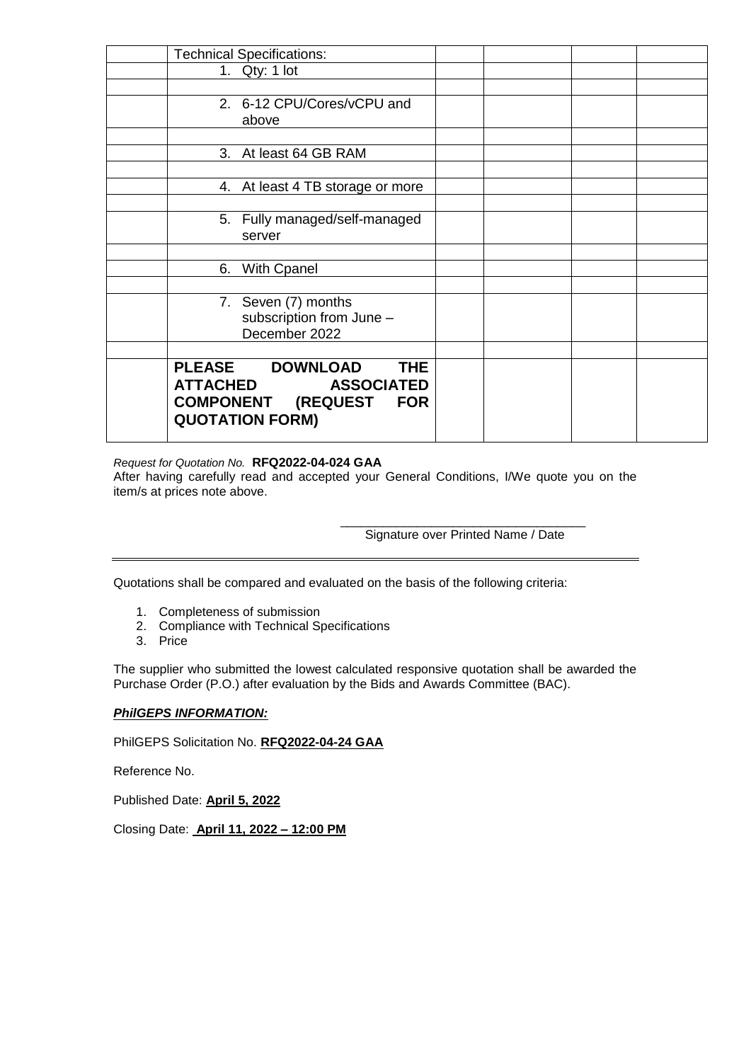| | | | | | |
|---|---|---|---|---|---|
| | Technical Specifications: | | | | |
| | 1. Qty: 1 lot | | | | |
| | | | | | |
| | 2. 6-12 CPU/Cores/vCPU and above | | | | |
| | | | | | |
| | 3. At least 64 GB RAM | | | | |
| | | | | | |
| | 4. At least 4 TB storage or more | | | | |
| | | | | | |
| | 5. Fully managed/self-managed server | | | | |
| | | | | | |
| | 6. With Cpanel | | | | |
| | | | | | |
| | 7. Seven (7) months subscription from June – December 2022 | | | | |
| | | | | | |
| | **PLEASE DOWNLOAD THE ATTACHED ASSOCIATED COMPONENT (REQUEST FOR QUOTATION FORM)** | | | | |

*Request for Quotation No.* **RFQ2022-04-024 GAA**

After having carefully read and accepted your General Conditions, I/We quote you on the item/s at prices note above.

\_\_\_\_\_\_\_\_\_\_\_\_\_\_\_\_\_\_\_\_\_\_\_\_\_\_\_\_\_\_\_\_\_\_\_

Signature over Printed Name / Date

---

Quotations shall be compared and evaluated on the basis of the following criteria:

1. Completeness of submission
2. Compliance with Technical Specifications
3. Price

The supplier who submitted the lowest calculated responsive quotation shall be awarded the Purchase Order (P.O.) after evaluation by the Bids and Awards Committee (BAC).

***PhilGEPS INFORMATION:***

PhilGEPS Solicitation No. **RFQ2022-04-24 GAA**

Reference No.

Published Date: **April 5, 2022**

Closing Date: **April 11, 2022 – 12:00 PM**